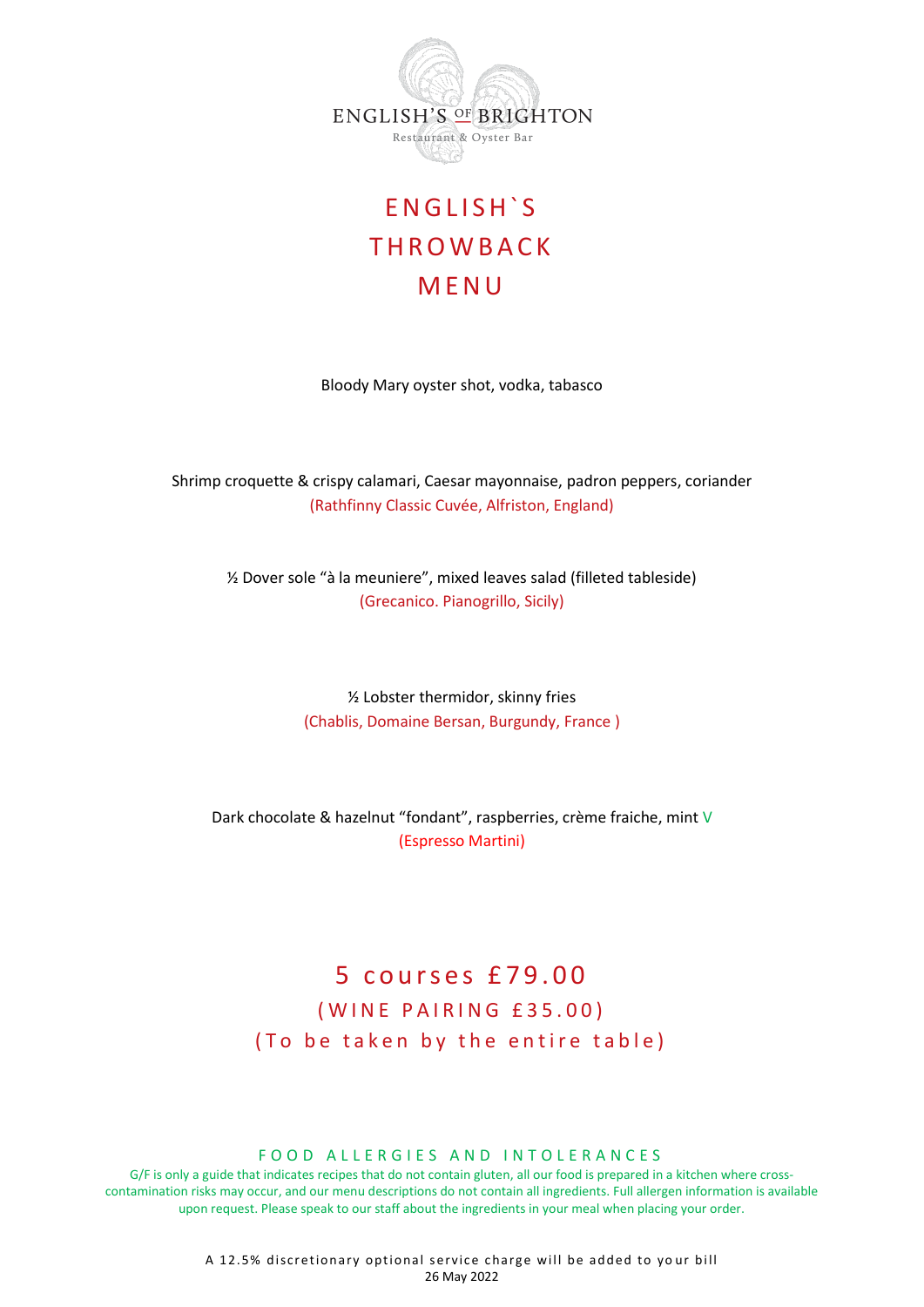ENGLISH'S OF BRIGHTON
Restaurant & Oyster Bar

# ENGLISH`S THROWBACK MENU

Bloody Mary oyster shot, vodka, tabasco

Shrimp croquette & crispy calamari, Caesar mayonnaise, padron peppers, coriander
(Rathfinny Classic Cuvée, Alfriston, England)

½ Dover sole "à la meuniere", mixed leaves salad (filleted tableside)
(Grecanico. Pianogrillo, Sicily)

½ Lobster thermidor, skinny fries
(Chablis, Domaine Bersan, Burgundy, France )

Dark chocolate & hazelnut "fondant", raspberries, crème fraiche, mint V
(Espresso Martini)

## 5 courses £79.00

(WINE PAIRING £35.00)

(To be taken by the entire table)

FOOD ALLERGIES AND INTOLERANCES

G/F is only a guide that indicates recipes that do not contain gluten, all our food is prepared in a kitchen where cross-contamination risks may occur, and our menu descriptions do not contain all ingredients. Full allergen information is available upon request. Please speak to our staff about the ingredients in your meal when placing your order.

A 12.5% discretionary optional service charge will be added to your bill
26 May 2022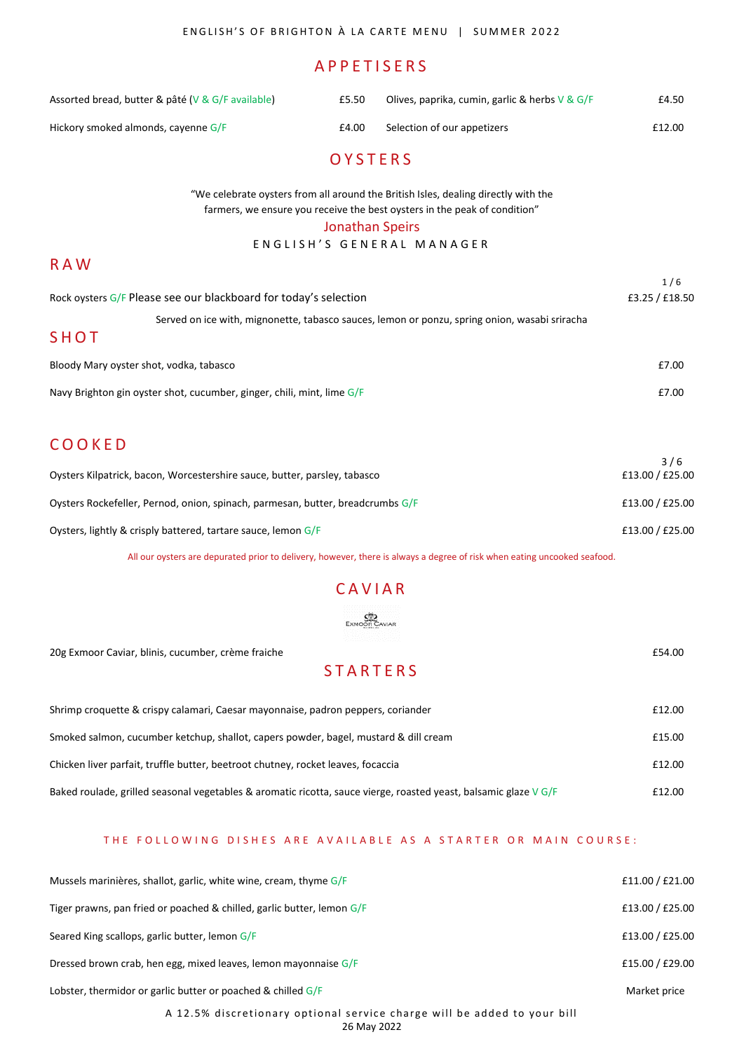ENGLISH'S OF BRIGHTON À LA CARTE MENU | SUMMER 2022

# APPETISERS

| | | | |
|---|---|---|---|
| Assorted bread, butter & pâté (V & G/F available) | £5.50 | Olives, paprika, cumin, garlic & herbs V & G/F | £4.50 |
| Hickory smoked almonds, cayenne G/F | £4.00 | Selection of our appetizers | £12.00 |

# OYSTERS

"We celebrate oysters from all around the British Isles, dealing directly with the farmers, we ensure you receive the best oysters in the peak of condition"

Jonathan Speirs

ENGLISH'S GENERAL MANAGER

## RAW

| | 1 / 6 |
|---|---|
| Rock oysters G/F Please see our blackboard for today's selection | £3.25 / £18.50 |

Served on ice with, mignonette, tabasco sauces, lemon or ponzu, spring onion, wasabi sriracha

## SHOT

| | |
|---|---|
| Bloody Mary oyster shot, vodka, tabasco | £7.00 |
| Navy Brighton gin oyster shot, cucumber, ginger, chili, mint, lime G/F | £7.00 |

## COOKED

| | 3 / 6 |
|---|---|
| Oysters Kilpatrick, bacon, Worcestershire sauce, butter, parsley, tabasco | £13.00 / £25.00 |
| Oysters Rockefeller, Pernod, onion, spinach, parmesan, butter, breadcrumbs G/F | £13.00 / £25.00 |
| Oysters, lightly & crisply battered, tartare sauce, lemon G/F | £13.00 / £25.00 |

All our oysters are depurated prior to delivery, however, there is always a degree of risk when eating uncooked seafood.

# CAVIAR

| | |
|---|---|
| 20g Exmoor Caviar, blinis, cucumber, crème fraiche | £54.00 |

# STARTERS

| | |
|---|---|
| Shrimp croquette & crispy calamari, Caesar mayonnaise, padron peppers, coriander | £12.00 |
| Smoked salmon, cucumber ketchup, shallot, capers powder, bagel, mustard & dill cream | £15.00 |
| Chicken liver parfait, truffle butter, beetroot chutney, rocket leaves, focaccia | £12.00 |
| Baked roulade, grilled seasonal vegetables & aromatic ricotta, sauce vierge, roasted yeast, balsamic glaze V G/F | £12.00 |

THE FOLLOWING DISHES ARE AVAILABLE AS A STARTER OR MAIN COURSE:

| | |
|---|---|
| Mussels marinières, shallot, garlic, white wine, cream, thyme G/F | £11.00 / £21.00 |
| Tiger prawns, pan fried or poached & chilled, garlic butter, lemon G/F | £13.00 / £25.00 |
| Seared King scallops, garlic butter, lemon G/F | £13.00 / £25.00 |
| Dressed brown crab, hen egg, mixed leaves, lemon mayonnaise G/F | £15.00 / £29.00 |
| Lobster, thermidor or garlic butter or poached & chilled G/F | Market price |

A 12.5% discretionary optional service charge will be added to your bill

26 May 2022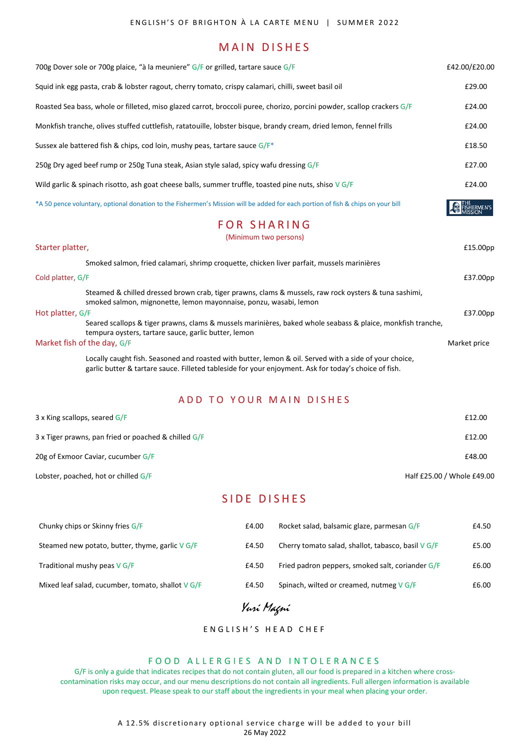ENGLISH'S OF BRIGHTON À LA CARTE MENU | SUMMER 2022

# MAIN DISHES

| Dish | Price |
|---|---|
| 700g Dover sole or 700g plaice, "à la meuniere" G/F or grilled, tartare sauce G/F | £42.00/£20.00 |
| Squid ink egg pasta, crab & lobster ragout, cherry tomato, crispy calamari, chilli, sweet basil oil | £29.00 |
| Roasted Sea bass, whole or filleted, miso glazed carrot, broccoli puree, chorizo, porcini powder, scallop crackers G/F | £24.00 |
| Monkfish tranche, olives stuffed cuttlefish, ratatouille, lobster bisque, brandy cream, dried lemon, fennel frills | £24.00 |
| Sussex ale battered fish & chips, cod loin, mushy peas, tartare sauce G/F* | £18.50 |
| 250g Dry aged beef rump or 250g Tuna steak, Asian style salad, spicy wafu dressing G/F | £27.00 |
| Wild garlic & spinach risotto, ash goat cheese balls, summer truffle, toasted pine nuts, shiso V G/F | £24.00 |

*A 50 pence voluntary, optional donation to the Fishermen's Mission will be added for each portion of fish & chips on your bill

THE FISHERMEN'S MISSION

# FOR SHARING

(Minimum two persons)

**Starter platter,** — £15.00pp

Smoked salmon, fried calamari, shrimp croquette, chicken liver parfait, mussels marinières

**Cold platter, G/F** — £37.00pp

Steamed & chilled dressed brown crab, tiger prawns, clams & mussels, raw rock oysters & tuna sashimi, smoked salmon, mignonette, lemon mayonnaise, ponzu, wasabi, lemon

**Hot platter, G/F** — £37.00pp

Seared scallops & tiger prawns, clams & mussels marinières, baked whole seabass & plaice, monkfish tranche, tempura oysters, tartare sauce, garlic butter, lemon

**Market fish of the day, G/F** — Market price

Locally caught fish. Seasoned and roasted with butter, lemon & oil. Served with a side of your choice, garlic butter & tartare sauce. Filleted tableside for your enjoyment. Ask for today's choice of fish.

# ADD TO YOUR MAIN DISHES

| Item | Price |
|---|---|
| 3 x King scallops, seared G/F | £12.00 |
| 3 x Tiger prawns, pan fried or poached & chilled G/F | £12.00 |
| 20g of Exmoor Caviar, cucumber G/F | £48.00 |
| Lobster, poached, hot or chilled G/F | Half £25.00 / Whole £49.00 |

# SIDE DISHES

| Side | Price | Side | Price |
|---|---|---|---|
| Chunky chips or Skinny fries G/F | £4.00 | Rocket salad, balsamic glaze, parmesan G/F | £4.50 |
| Steamed new potato, butter, thyme, garlic V G/F | £4.50 | Cherry tomato salad, shallot, tabasco, basil V G/F | £5.00 |
| Traditional mushy peas V G/F | £4.50 | Fried padron peppers, smoked salt, coriander G/F | £6.00 |
| Mixed leaf salad, cucumber, tomato, shallot V G/F | £4.50 | Spinach, wilted or creamed, nutmeg V G/F | £6.00 |

*Yuri Magni*

ENGLISH'S HEAD CHEF

## FOOD ALLERGIES AND INTOLERANCES

G/F is only a guide that indicates recipes that do not contain gluten, all our food is prepared in a kitchen where cross-contamination risks may occur, and our menu descriptions do not contain all ingredients. Full allergen information is available upon request. Please speak to our staff about the ingredients in your meal when placing your order.

A 12.5% discretionary optional service charge will be added to your bill

26 May 2022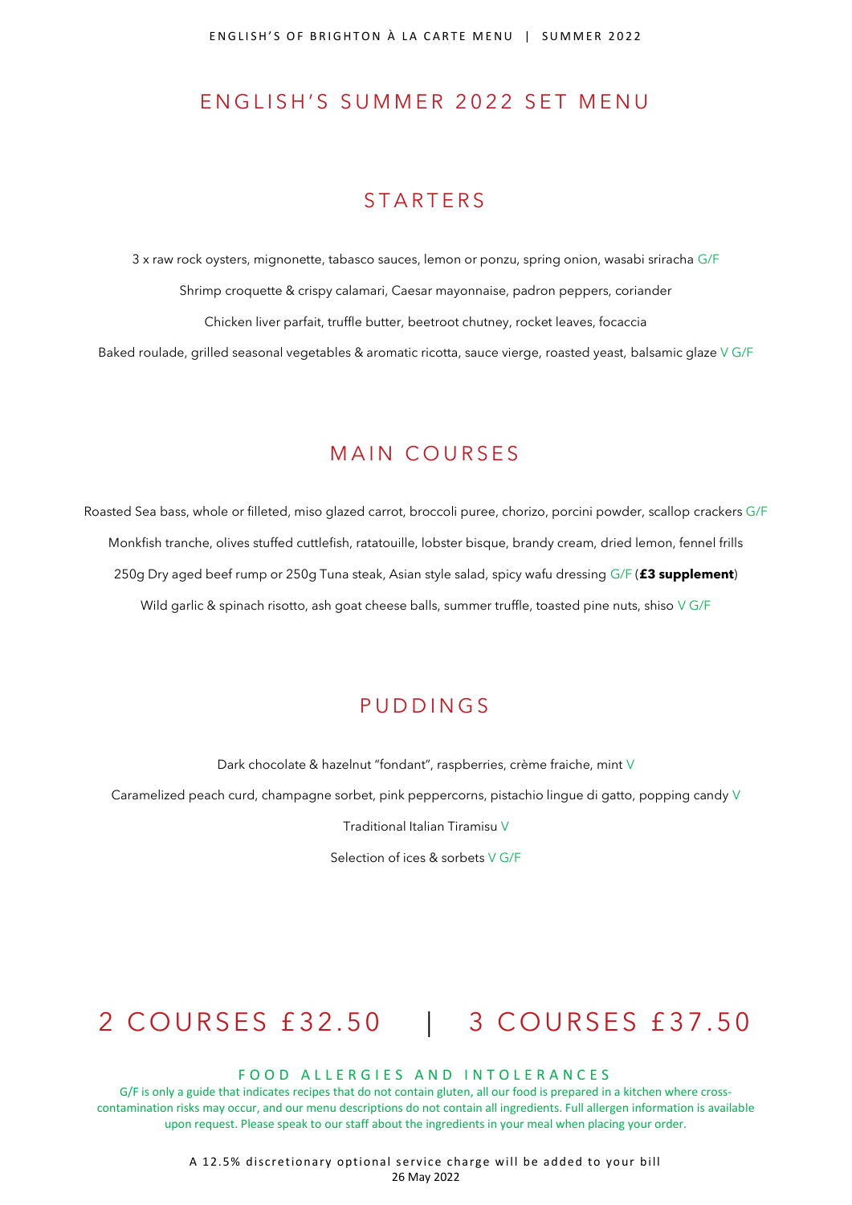# ENGLISH'S SUMMER 2022 SET MENU

## STARTERS

3 x raw rock oysters, mignonette, tabasco sauces, lemon or ponzu, spring onion, wasabi sriracha G/F

Shrimp croquette & crispy calamari, Caesar mayonnaise, padron peppers, coriander

Chicken liver parfait, truffle butter, beetroot chutney, rocket leaves, focaccia

Baked roulade, grilled seasonal vegetables & aromatic ricotta, sauce vierge, roasted yeast, balsamic glaze V G/F

## MAIN COURSES

Roasted Sea bass, whole or filleted, miso glazed carrot, broccoli puree, chorizo, porcini powder, scallop crackers G/F

Monkfish tranche, olives stuffed cuttlefish, ratatouille, lobster bisque, brandy cream, dried lemon, fennel frills

250g Dry aged beef rump or 250g Tuna steak, Asian style salad, spicy wafu dressing G/F (**£3 supplement**)

Wild garlic & spinach risotto, ash goat cheese balls, summer truffle, toasted pine nuts, shiso V G/F

## PUDDINGS

Dark chocolate & hazelnut "fondant", raspberries, crème fraiche, mint V

Caramelized peach curd, champagne sorbet, pink peppercorns, pistachio lingue di gatto, popping candy V

Traditional Italian Tiramisu V

Selection of ices & sorbets V G/F

## 2 COURSES £32.50 | 3 COURSES £37.50

### FOOD ALLERGIES AND INTOLERANCES

G/F is only a guide that indicates recipes that do not contain gluten, all our food is prepared in a kitchen where cross-contamination risks may occur, and our menu descriptions do not contain all ingredients. Full allergen information is available upon request. Please speak to our staff about the ingredients in your meal when placing your order.

A 12.5% discretionary optional service charge will be added to your bill

26 May 2022